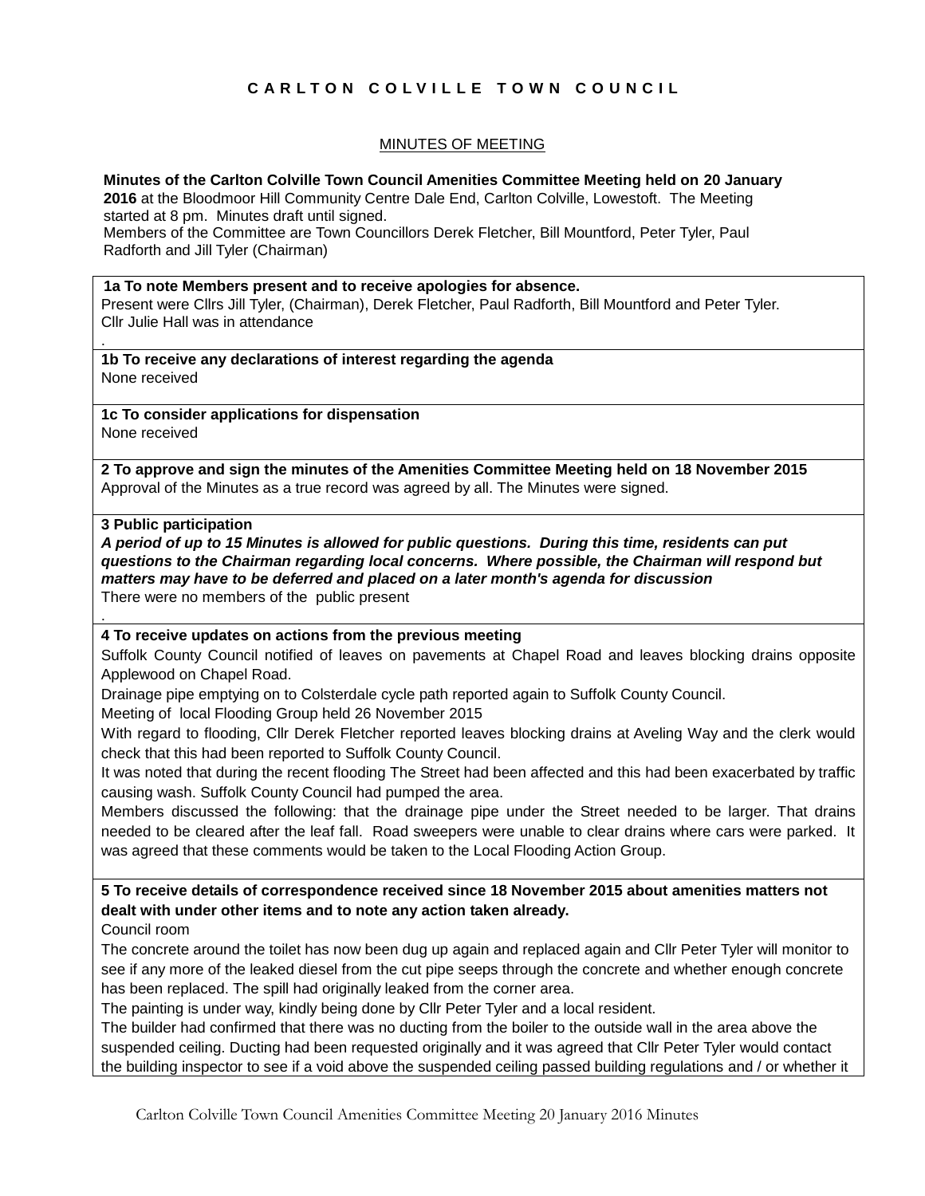# C A R L T O N   C O L V I L L E   T O W N   C O U N C I L

MINUTES OF MEETING

**Minutes of the Carlton Colville Town Council Amenities Committee Meeting held on 20 January 2016** at the Bloodmoor Hill Community Centre Dale End, Carlton Colville, Lowestoft. The Meeting started at 8 pm. Minutes draft until signed.
Members of the Committee are Town Councillors Derek Fletcher, Bill Mountford, Peter Tyler, Paul Radforth and Jill Tyler (Chairman)

**1a To note Members present and to receive apologies for absence.**
Present were Cllrs Jill Tyler, (Chairman), Derek Fletcher, Paul Radforth, Bill Mountford and Peter Tyler.
Cllr Julie Hall was in attendance
.

**1b To receive any declarations of interest regarding the agenda**
None received

**1c To consider applications for dispensation**
None received

**2 To approve and sign the minutes of the Amenities Committee Meeting held on 18 November 2015**
Approval of the Minutes as a true record was agreed by all. The Minutes were signed.

**3 Public participation**
***A period of up to 15 Minutes is allowed for public questions. During this time, residents can put questions to the Chairman regarding local concerns. Where possible, the Chairman will respond but matters may have to be deferred and placed on a later month's agenda for discussion***
There were no members of the public present
.

**4 To receive updates on actions from the previous meeting**
Suffolk County Council notified of leaves on pavements at Chapel Road and leaves blocking drains opposite Applewood on Chapel Road.
Drainage pipe emptying on to Colsterdale cycle path reported again to Suffolk County Council.
Meeting of local Flooding Group held 26 November 2015
With regard to flooding, Cllr Derek Fletcher reported leaves blocking drains at Aveling Way and the clerk would check that this had been reported to Suffolk County Council.
It was noted that during the recent flooding The Street had been affected and this had been exacerbated by traffic causing wash. Suffolk County Council had pumped the area.
Members discussed the following: that the drainage pipe under the Street needed to be larger. That drains needed to be cleared after the leaf fall. Road sweepers were unable to clear drains where cars were parked. It was agreed that these comments would be taken to the Local Flooding Action Group.

**5 To receive details of correspondence received since 18 November 2015 about amenities matters not dealt with under other items and to note any action taken already.**
Council room
The concrete around the toilet has now been dug up again and replaced again and Cllr Peter Tyler will monitor to see if any more of the leaked diesel from the cut pipe seeps through the concrete and whether enough concrete has been replaced. The spill had originally leaked from the corner area.
The painting is under way, kindly being done by Cllr Peter Tyler and a local resident.
The builder had confirmed that there was no ducting from the boiler to the outside wall in the area above the suspended ceiling. Ducting had been requested originally and it was agreed that Cllr Peter Tyler would contact the building inspector to see if a void above the suspended ceiling passed building regulations and / or whether it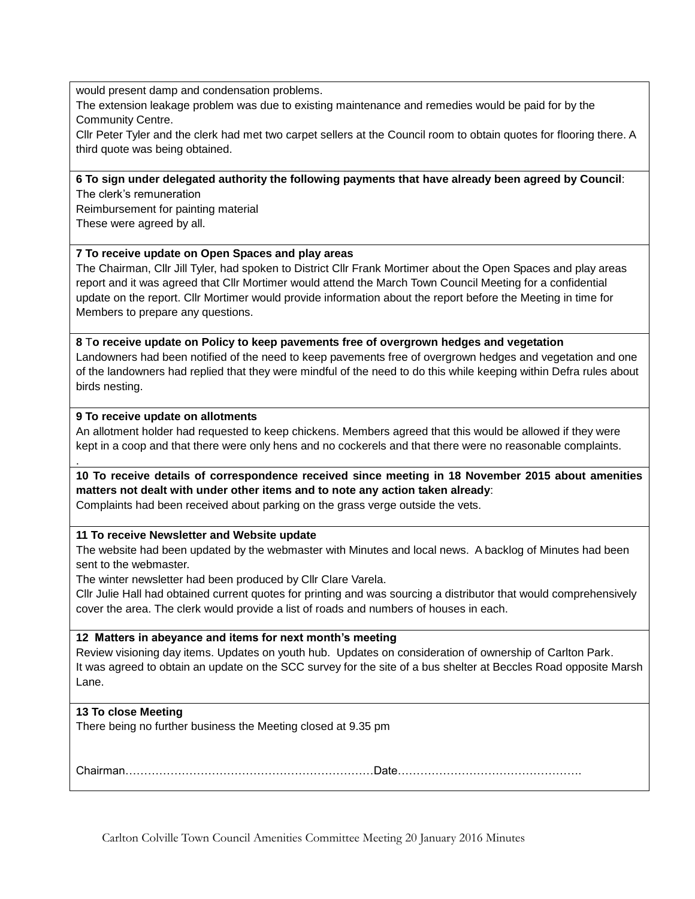would present damp and condensation problems.
The extension leakage problem was due to existing maintenance and remedies would be paid for by the Community Centre.
Cllr Peter Tyler and the clerk had met two carpet sellers at the Council room to obtain quotes for flooring there. A third quote was being obtained.

**6 To sign under delegated authority the following payments that have already been agreed by Council**:
The clerk's remuneration
Reimbursement for painting material
These were agreed by all.

**7 To receive update on Open Spaces and play areas**
The Chairman, Cllr Jill Tyler, had spoken to District Cllr Frank Mortimer about the Open Spaces and play areas report and it was agreed that Cllr Mortimer would attend the March Town Council Meeting for a confidential update on the report. Cllr Mortimer would provide information about the report before the Meeting in time for Members to prepare any questions.

**8 To receive update on Policy to keep pavements free of overgrown hedges and vegetation**
Landowners had been notified of the need to keep pavements free of overgrown hedges and vegetation and one of the landowners had replied that they were mindful of the need to do this while keeping within Defra rules about birds nesting.

**9 To receive update on allotments**
An allotment holder had requested to keep chickens. Members agreed that this would be allowed if they were kept in a coop and that there were only hens and no cockerels and that there were no reasonable complaints.
.

**10 To receive details of correspondence received since meeting in 18 November 2015 about amenities matters not dealt with under other items and to note any action taken already**:
Complaints had been received about parking on the grass verge outside the vets.

**11 To receive Newsletter and Website update**
The website had been updated by the webmaster with Minutes and local news. A backlog of Minutes had been sent to the webmaster.
The winter newsletter had been produced by Cllr Clare Varela.
Cllr Julie Hall had obtained current quotes for printing and was sourcing a distributor that would comprehensively cover the area. The clerk would provide a list of roads and numbers of houses in each.

**12 Matters in abeyance and items for next month's meeting**
Review visioning day items. Updates on youth hub. Updates on consideration of ownership of Carlton Park.
It was agreed to obtain an update on the SCC survey for the site of a bus shelter at Beccles Road opposite Marsh Lane.

**13 To close Meeting**
There being no further business the Meeting closed at 9.35 pm

Chairman…………………………………………………………Date………………………………………….